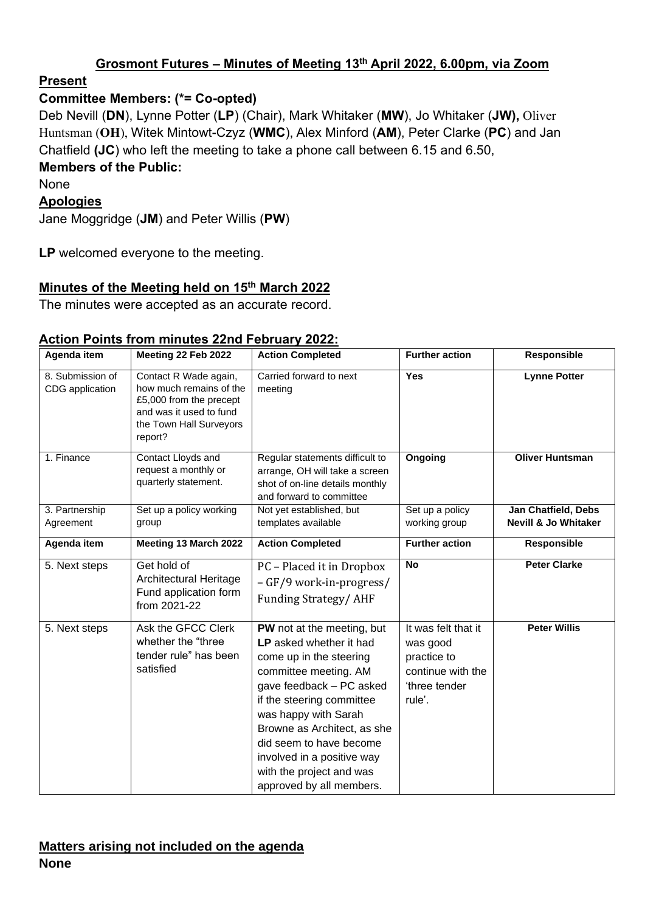## Grosmont Futures – Minutes of Meeting 13th April 2022, 6.00pm, via Zoom

**Present**

**Committee Members: (*= Co-opted)**

Deb Nevill (**DN**), Lynne Potter (**LP**) (Chair), Mark Whitaker (**MW**), Jo Whitaker (**JW),** Oliver Huntsman (**OH**), Witek Mintowt-Czyz (**WMC**), Alex Minford (**AM**), Peter Clarke (**PC**) and Jan Chatfield **(JC**) who left the meeting to take a phone call between 6.15 and 6.50,

**Members of the Public:**

None

**Apologies**

Jane Moggridge (**JM**) and Peter Willis (**PW**)

**LP** welcomed everyone to the meeting.

**Minutes of the Meeting held on 15th March 2022**

The minutes were accepted as an accurate record.

**Action Points from minutes 22nd February 2022:**

| Agenda item | Meeting 22 Feb 2022 | Action Completed | Further action | Responsible |
|---|---|---|---|---|
| 8. Submission of CDG application | Contact R Wade again, how much remains of the £5,000 from the precept and was it used to fund the Town Hall Surveyors report? | Carried forward to next meeting | **Yes** | **Lynne Potter** |
| 1. Finance | Contact Lloyds and request a monthly or quarterly statement. | Regular statements difficult to arrange, OH will take a screen shot of on-line details monthly and forward to committee | **Ongoing** | **Oliver Huntsman** |
| 3. Partnership Agreement | Set up a policy working group | Not yet established, but templates available | Set up a policy working group | **Jan Chatfield, Debs Nevill & Jo Whitaker** |
| **Agenda item** | **Meeting 13 March 2022** | **Action Completed** | **Further action** | **Responsible** |
| 5. Next steps | Get hold of Architectural Heritage Fund application form from 2021-22 | PC – Placed it in Dropbox – GF/9 work-in-progress/ Funding Strategy/ AHF | **No** | **Peter Clarke** |
| 5. Next steps | Ask the GFCC Clerk whether the "three tender rule" has been satisfied | **PW** not at the meeting, but **LP** asked whether it had come up in the steering committee meeting. AM gave feedback – PC asked if the steering committee was happy with Sarah Browne as Architect, as she did seem to have become involved in a positive way with the project and was approved by all members. | It was felt that it was good practice to continue with the 'three tender rule'. | **Peter Willis** |

**Matters arising not included on the agenda**

**None**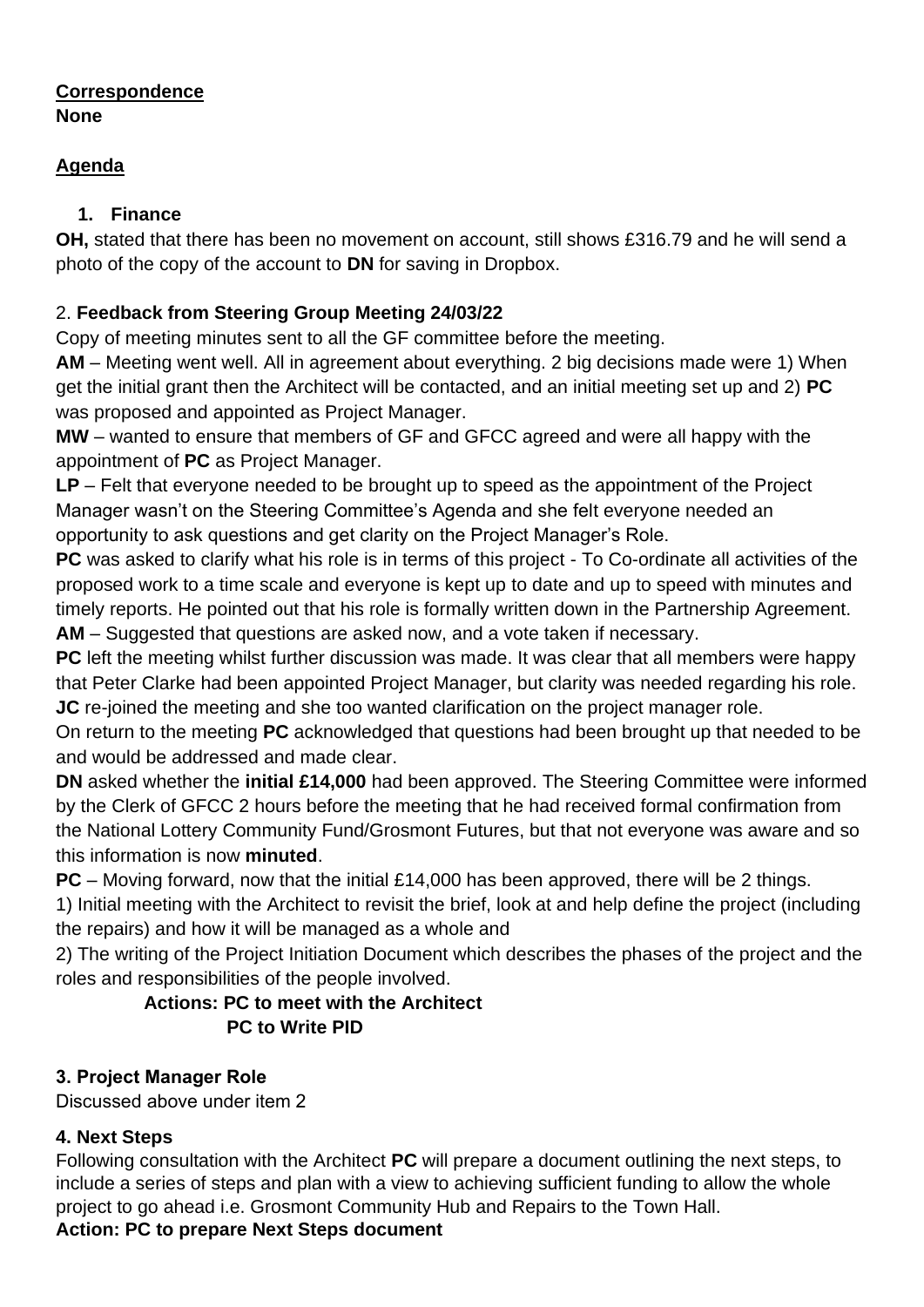**Correspondence**

**None**

**Agenda**

1. **Finance**

**OH,** stated that there has been no movement on account, still shows £316.79 and he will send a photo of the copy of the account to **DN** for saving in Dropbox.

2. **Feedback from Steering Group Meeting 24/03/22**

Copy of meeting minutes sent to all the GF committee before the meeting.

**AM** – Meeting went well. All in agreement about everything. 2 big decisions made were 1) When get the initial grant then the Architect will be contacted, and an initial meeting set up and 2) **PC** was proposed and appointed as Project Manager.

**MW** – wanted to ensure that members of GF and GFCC agreed and were all happy with the appointment of **PC** as Project Manager.

**LP** – Felt that everyone needed to be brought up to speed as the appointment of the Project Manager wasn't on the Steering Committee's Agenda and she felt everyone needed an opportunity to ask questions and get clarity on the Project Manager's Role.

**PC** was asked to clarify what his role is in terms of this project - To Co-ordinate all activities of the proposed work to a time scale and everyone is kept up to date and up to speed with minutes and timely reports. He pointed out that his role is formally written down in the Partnership Agreement.

**AM** – Suggested that questions are asked now, and a vote taken if necessary.

**PC** left the meeting whilst further discussion was made. It was clear that all members were happy that Peter Clarke had been appointed Project Manager, but clarity was needed regarding his role.

**JC** re-joined the meeting and she too wanted clarification on the project manager role.

On return to the meeting **PC** acknowledged that questions had been brought up that needed to be and would be addressed and made clear.

**DN** asked whether the **initial £14,000** had been approved. The Steering Committee were informed by the Clerk of GFCC 2 hours before the meeting that he had received formal confirmation from the National Lottery Community Fund/Grosmont Futures, but that not everyone was aware and so this information is now **minuted**.

**PC** – Moving forward, now that the initial £14,000 has been approved, there will be 2 things.

1) Initial meeting with the Architect to revisit the brief, look at and help define the project (including the repairs) and how it will be managed as a whole and

2) The writing of the Project Initiation Document which describes the phases of the project and the roles and responsibilities of the people involved.

**Actions: PC to meet with the Architect**
**PC to Write PID**

**3. Project Manager Role**

Discussed above under item 2

**4. Next Steps**

Following consultation with the Architect **PC** will prepare a document outlining the next steps, to include a series of steps and plan with a view to achieving sufficient funding to allow the whole project to go ahead i.e. Grosmont Community Hub and Repairs to the Town Hall.

**Action: PC to prepare Next Steps document**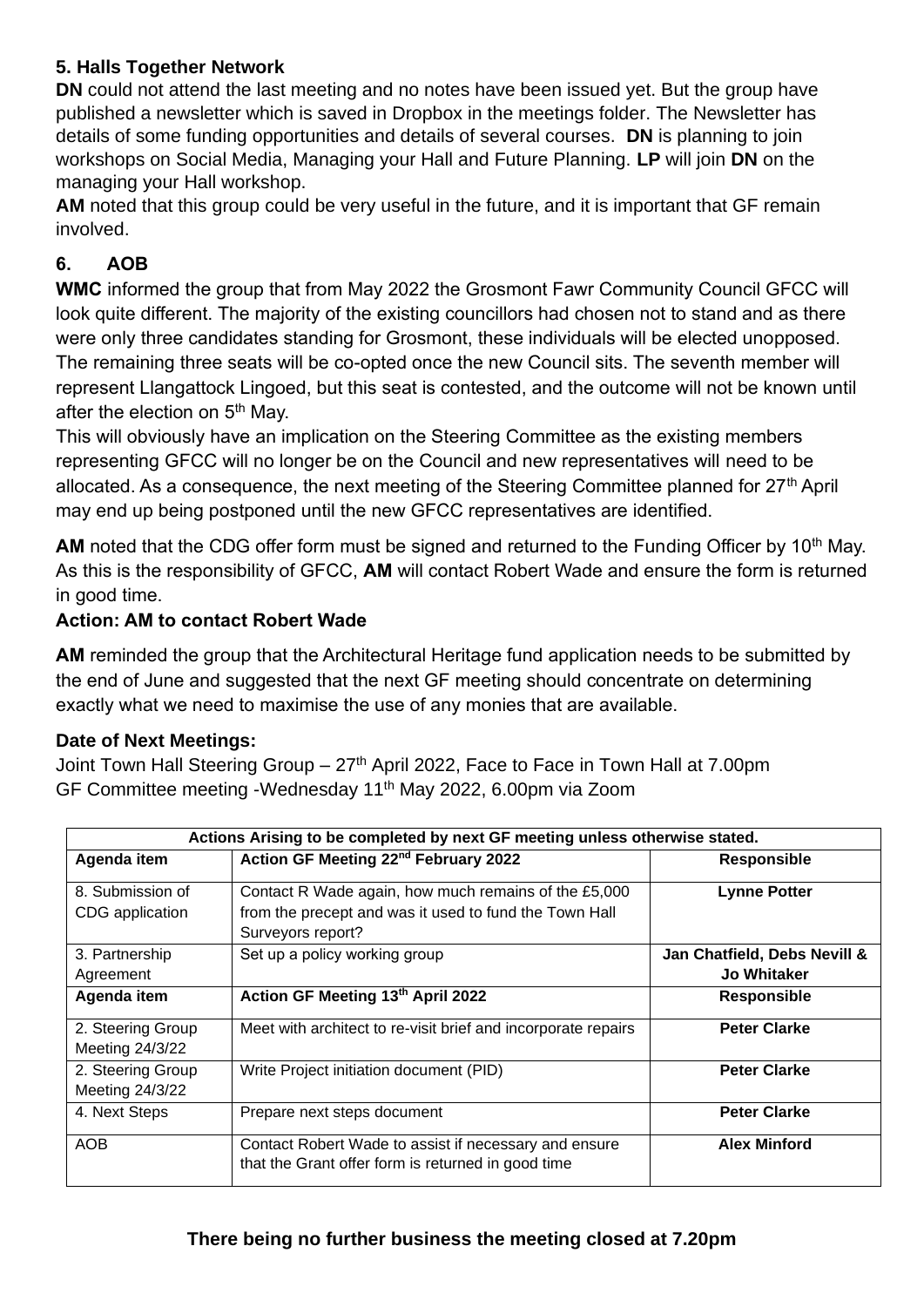### 5. Halls Together Network

**DN** could not attend the last meeting and no notes have been issued yet. But the group have published a newsletter which is saved in Dropbox in the meetings folder. The Newsletter has details of some funding opportunities and details of several courses. **DN** is planning to join workshops on Social Media, Managing your Hall and Future Planning. **LP** will join **DN** on the managing your Hall workshop.

**AM** noted that this group could be very useful in the future, and it is important that GF remain involved.

### 6. AOB

**WMC** informed the group that from May 2022 the Grosmont Fawr Community Council GFCC will look quite different. The majority of the existing councillors had chosen not to stand and as there were only three candidates standing for Grosmont, these individuals will be elected unopposed. The remaining three seats will be co-opted once the new Council sits. The seventh member will represent Llangattock Lingoed, but this seat is contested, and the outcome will not be known until after the election on 5th May.

This will obviously have an implication on the Steering Committee as the existing members representing GFCC will no longer be on the Council and new representatives will need to be allocated. As a consequence, the next meeting of the Steering Committee planned for 27th April may end up being postponed until the new GFCC representatives are identified.

**AM** noted that the CDG offer form must be signed and returned to the Funding Officer by 10th May. As this is the responsibility of GFCC, **AM** will contact Robert Wade and ensure the form is returned in good time.

**Action: AM to contact Robert Wade**

**AM** reminded the group that the Architectural Heritage fund application needs to be submitted by the end of June and suggested that the next GF meeting should concentrate on determining exactly what we need to maximise the use of any monies that are available.

**Date of Next Meetings:**

Joint Town Hall Steering Group – 27th April 2022, Face to Face in Town Hall at 7.00pm
GF Committee meeting -Wednesday 11th May 2022, 6.00pm via Zoom

| Actions Arising to be completed by next GF meeting unless otherwise stated. | | |
|---|---|---|
| **Agenda item** | **Action GF Meeting 22nd February 2022** | **Responsible** |
| 8. Submission of CDG application | Contact R Wade again, how much remains of the £5,000 from the precept and was it used to fund the Town Hall Surveyors report? | **Lynne Potter** |
| 3. Partnership Agreement | Set up a policy working group | **Jan Chatfield, Debs Nevill & Jo Whitaker** |
| **Agenda item** | **Action GF Meeting 13th April 2022** | **Responsible** |
| 2. Steering Group Meeting 24/3/22 | Meet with architect to re-visit brief and incorporate repairs | **Peter Clarke** |
| 2. Steering Group Meeting 24/3/22 | Write Project initiation document (PID) | **Peter Clarke** |
| 4. Next Steps | Prepare next steps document | **Peter Clarke** |
| AOB | Contact Robert Wade to assist if necessary and ensure that the Grant offer form is returned in good time | **Alex Minford** |

**There being no further business the meeting closed at 7.20pm**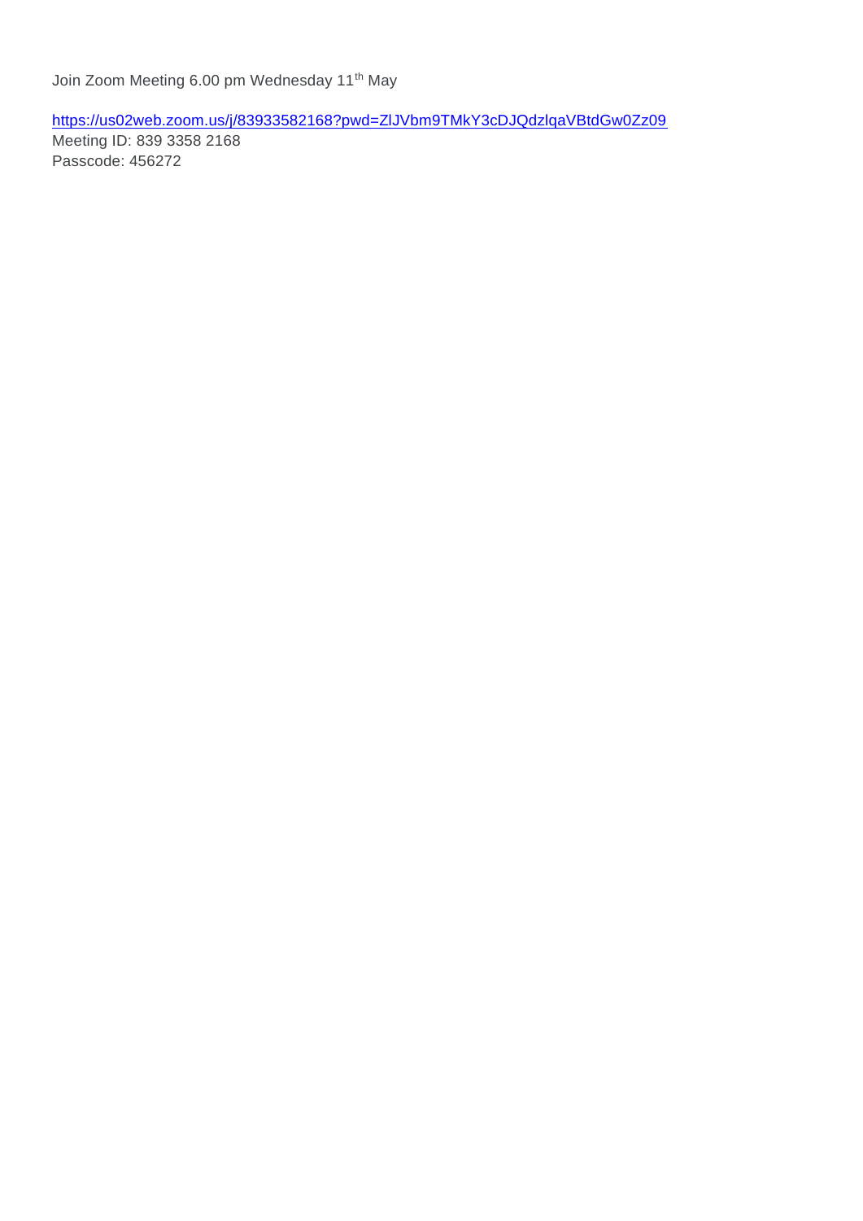Join Zoom Meeting 6.00 pm Wednesday 11th May

https://us02web.zoom.us/j/83933582168?pwd=ZlJVbm9TMkY3cDJQdzlqaVBtdGw0Zz09
Meeting ID: 839 3358 2168
Passcode: 456272